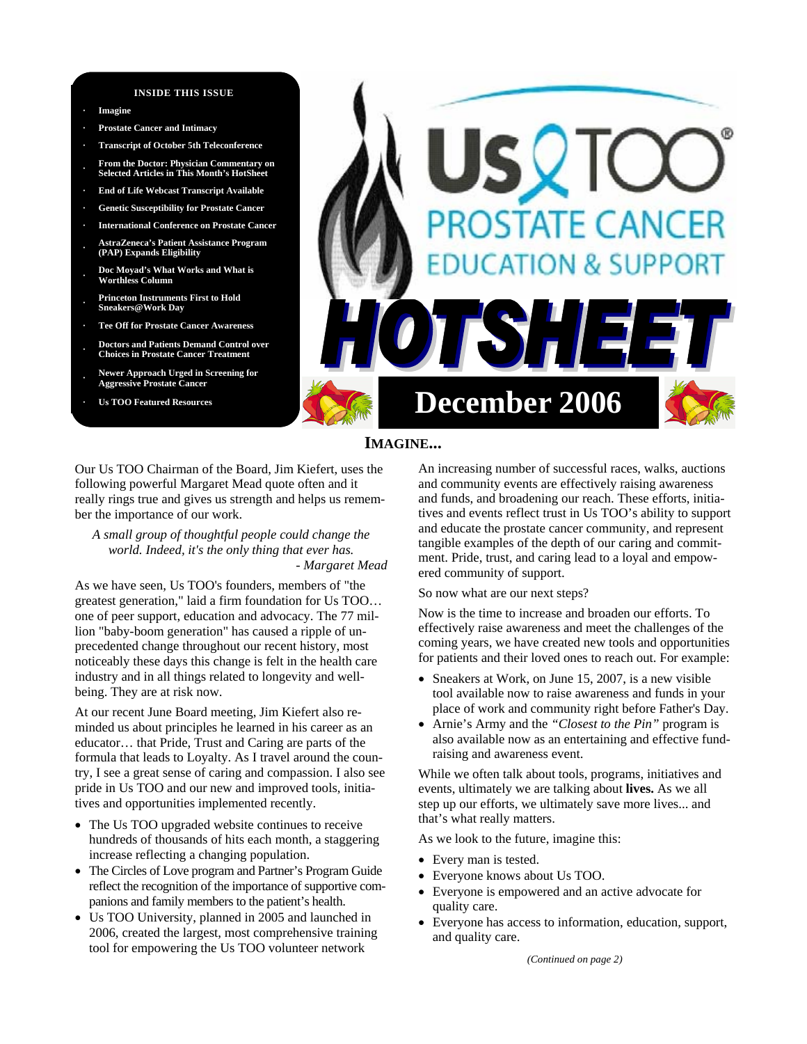**INSIDE THIS ISSUE**

- Imagine
- Prostate Cancer and Intimacy
- Transcript of October 5th Teleconference
- From the Doctor: Physician Commentary on Selected Articles in This Month's HotSheet
- End of Life Webcast Transcript Available
- Genetic Susceptibility for Prostate Cancer
- International Conference on Prostate Cancer
- AstraZeneca's Patient Assistance Program (PAP) Expands Eligibility
- Doc Moyad's What Works and What is Worthless Column
- Princeton Instruments First to Hold Sneakers@Work Day
- Tee Off for Prostate Cancer Awareness
- Doctors and Patients Demand Control over Choices in Prostate Cancer Treatment
- Newer Approach Urged in Screening for Aggressive Prostate Cancer
- Us TOO Featured Resources

# Us TOO® PROSTATE CANCER EDUCATION & SUPPORT

# HOTSHEET

## December 2006

## IMAGINE...

Our Us TOO Chairman of the Board, Jim Kiefert, uses the following powerful Margaret Mead quote often and it really rings true and gives us strength and helps us remember the importance of our work.

> *A small group of thoughtful people could change the world. Indeed, it's the only thing that ever has.*
> *- Margaret Mead*

As we have seen, Us TOO's founders, members of "the greatest generation," laid a firm foundation for Us TOO… one of peer support, education and advocacy. The 77 million "baby-boom generation" has caused a ripple of unprecedented change throughout our recent history, most noticeably these days this change is felt in the health care industry and in all things related to longevity and well-being. They are at risk now.

At our recent June Board meeting, Jim Kiefert also reminded us about principles he learned in his career as an educator… that Pride, Trust and Caring are parts of the formula that leads to Loyalty. As I travel around the country, I see a great sense of caring and compassion. I also see pride in Us TOO and our new and improved tools, initiatives and opportunities implemented recently.

- The Us TOO upgraded website continues to receive hundreds of thousands of hits each month, a staggering increase reflecting a changing population.
- The Circles of Love program and Partner's Program Guide reflect the recognition of the importance of supportive companions and family members to the patient's health.
- Us TOO University, planned in 2005 and launched in 2006, created the largest, most comprehensive training tool for empowering the Us TOO volunteer network

An increasing number of successful races, walks, auctions and community events are effectively raising awareness and funds, and broadening our reach. These efforts, initiatives and events reflect trust in Us TOO's ability to support and educate the prostate cancer community, and represent tangible examples of the depth of our caring and commitment. Pride, trust, and caring lead to a loyal and empowered community of support.

So now what are our next steps?

Now is the time to increase and broaden our efforts. To effectively raise awareness and meet the challenges of the coming years, we have created new tools and opportunities for patients and their loved ones to reach out. For example:

- Sneakers at Work, on June 15, 2007, is a new visible tool available now to raise awareness and funds in your place of work and community right before Father's Day.
- Arnie's Army and the *"Closest to the Pin"* program is also available now as an entertaining and effective fund-raising and awareness event.

While we often talk about tools, programs, initiatives and events, ultimately we are talking about **lives.** As we all step up our efforts, we ultimately save more lives... and that's what really matters.

As we look to the future, imagine this:

- Every man is tested.
- Everyone knows about Us TOO.
- Everyone is empowered and an active advocate for quality care.
- Everyone has access to information, education, support, and quality care.

*(Continued on page 2)*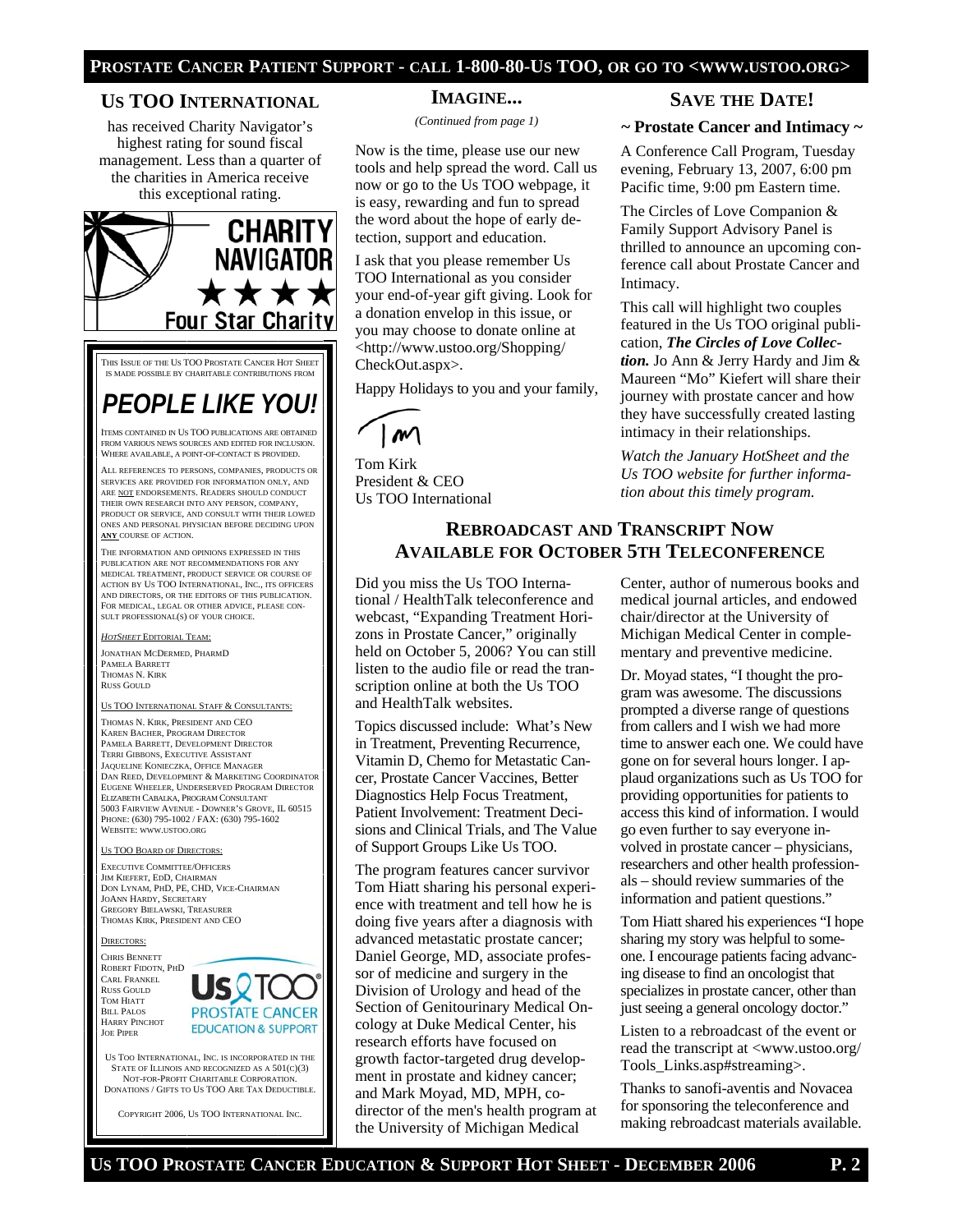## US TOO INTERNATIONAL

has received Charity Navigator's highest rating for sound fiscal management. Less than a quarter of the charities in America receive this exceptional rating.

CHARITY NAVIGATOR
★★★★
Four Star Charity

THIS ISSUE OF THE US TOO PROSTATE CANCER HOT SHEET IS MADE POSSIBLE BY CHARITABLE CONTRIBUTIONS FROM

***PEOPLE LIKE YOU!***

ITEMS CONTAINED IN US TOO PUBLICATIONS ARE OBTAINED FROM VARIOUS NEWS SOURCES AND EDITED FOR INCLUSION. WHERE AVAILABLE, A POINT-OF-CONTACT IS PROVIDED.

ALL REFERENCES TO PERSONS, COMPANIES, PRODUCTS OR SERVICES ARE PROVIDED FOR INFORMATION ONLY, AND ARE NOT ENDORSEMENTS. READERS SHOULD CONDUCT THEIR OWN RESEARCH INTO ANY PERSON, COMPANY, PRODUCT OR SERVICE, AND CONSULT WITH THEIR LOWED ONES AND PERSONAL PHYSICIAN BEFORE DECIDING UPON **ANY** COURSE OF ACTION.

THE INFORMATION AND OPINIONS EXPRESSED IN THIS PUBLICATION ARE NOT RECOMMENDATIONS FOR ANY MEDICAL TREATMENT, PRODUCT SERVICE OR COURSE OF ACTION BY US TOO INTERNATIONAL, INC., ITS OFFICERS AND DIRECTORS, OR THE EDITORS OF THIS PUBLICATION. FOR MEDICAL, LEGAL OR OTHER ADVICE, PLEASE CONSULT PROFESSIONAL(S) OF YOUR CHOICE.

*HOTSHEET* EDITORIAL TEAM:

JONATHAN MCDERMED, PHARMD
PAMELA BARRETT
THOMAS N. KIRK
RUSS GOULD

US TOO INTERNATIONAL STAFF & CONSULTANTS:

THOMAS N. KIRK, PRESIDENT AND CEO
KAREN BACHER, PROGRAM DIRECTOR
PAMELA BARRETT, DEVELOPMENT DIRECTOR
TERRI GIBBONS, EXECUTIVE ASSISTANT
JAQUELINE KONIECZKA, OFFICE MANAGER
DAN REED, DEVELOPMENT & MARKETING COORDINATOR
EUGENE WHEELER, UNDERSERVED PROGRAM DIRECTOR
ELIZABETH CABALKA, PROGRAM CONSULTANT
5003 FAIRVIEW AVENUE - DOWNER'S GROVE, IL 60515
PHONE: (630) 795-1002 / FAX: (630) 795-1602
WEBSITE: WWW.USTOO.ORG

US TOO BOARD OF DIRECTORS:

EXECUTIVE COMMITTEE/OFFICERS
JIM KIEFERT, EDD, CHAIRMAN
DON LYNAM, PHD, PE, CHD, VICE-CHAIRMAN
JOANN HARDY, SECRETARY
GREGORY BIELAWSKI, TREASURER
THOMAS KIRK, PRESIDENT AND CEO

DIRECTORS:

CHRIS BENNETT
ROBERT FIDOTN, PHD
CARL FRANKEL
RUSS GOULD
TOM HIATT
BILL PALOS
HARRY PINCHOT
JOE PIPER

Us TOO PROSTATE CANCER EDUCATION & SUPPORT

US TOO INTERNATIONAL, INC. IS INCORPORATED IN THE STATE OF ILLINOIS AND RECOGNIZED AS A 501(C)(3) NOT-FOR-PROFIT CHARITABLE CORPORATION. DONATIONS / GIFTS TO US TOO ARE TAX DEDUCTIBLE.

COPYRIGHT 2006, US TOO INTERNATIONAL INC.

## IMAGINE...

*(Continued from page 1)*

Now is the time, please use our new tools and help spread the word. Call us now or go to the Us TOO webpage, it is easy, rewarding and fun to spread the word about the hope of early detection, support and education.

I ask that you please remember Us TOO International as you consider your end-of-year gift giving. Look for a donation envelop in this issue, or you may choose to donate online at <http://www.ustoo.org/Shopping/CheckOut.aspx>.

Happy Holidays to you and your family,

Tom Kirk
President & CEO
Us TOO International

## SAVE THE DATE!

### ~ Prostate Cancer and Intimacy ~

A Conference Call Program, Tuesday evening, February 13, 2007, 6:00 pm Pacific time, 9:00 pm Eastern time.

The Circles of Love Companion & Family Support Advisory Panel is thrilled to announce an upcoming conference call about Prostate Cancer and Intimacy.

This call will highlight two couples featured in the Us TOO original publication, ***The Circles of Love Collection.*** Jo Ann & Jerry Hardy and Jim & Maureen "Mo" Kiefert will share their journey with prostate cancer and how they have successfully created lasting intimacy in their relationships.

*Watch the January HotSheet and the Us TOO website for further information about this timely program.*

## REBROADCAST AND TRANSCRIPT NOW AVAILABLE FOR OCTOBER 5TH TELECONFERENCE

Did you miss the Us TOO International / HealthTalk teleconference and webcast, "Expanding Treatment Horizons in Prostate Cancer," originally held on October 5, 2006? You can still listen to the audio file or read the transcription online at both the Us TOO and HealthTalk websites.

Topics discussed include: What's New in Treatment, Preventing Recurrence, Vitamin D, Chemo for Metastatic Cancer, Prostate Cancer Vaccines, Better Diagnostics Help Focus Treatment, Patient Involvement: Treatment Decisions and Clinical Trials, and The Value of Support Groups Like Us TOO.

The program features cancer survivor Tom Hiatt sharing his personal experience with treatment and tell how he is doing five years after a diagnosis with advanced metastatic prostate cancer; Daniel George, MD, associate professor of medicine and surgery in the Division of Urology and head of the Section of Genitourinary Medical Oncology at Duke Medical Center, his research efforts have focused on growth factor-targeted drug development in prostate and kidney cancer; and Mark Moyad, MD, MPH, co-director of the men's health program at the University of Michigan Medical Center, author of numerous books and medical journal articles, and endowed chair/director at the University of Michigan Medical Center in complementary and preventive medicine.

Dr. Moyad states, "I thought the program was awesome. The discussions prompted a diverse range of questions from callers and I wish we had more time to answer each one. We could have gone on for several hours longer. I applaud organizations such as Us TOO for providing opportunities for patients to access this kind of information. I would go even further to say everyone involved in prostate cancer – physicians, researchers and other health professionals – should review summaries of the information and patient questions."

Tom Hiatt shared his experiences "I hope sharing my story was helpful to someone. I encourage patients facing advancing disease to find an oncologist that specializes in prostate cancer, other than just seeing a general oncology doctor."

Listen to a rebroadcast of the event or read the transcript at <www.ustoo.org/Tools_Links.asp#streaming>.

Thanks to sanofi-aventis and Novacea for sponsoring the teleconference and making rebroadcast materials available.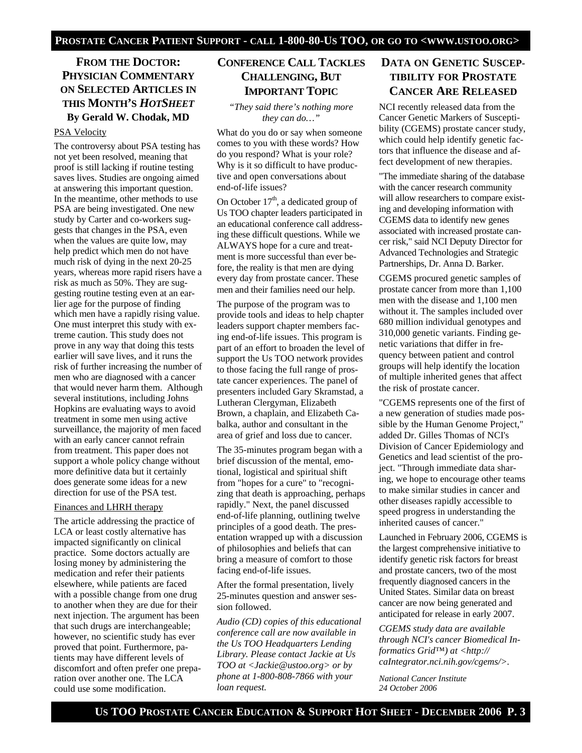## From the Doctor: Physician Commentary on Selected Articles in this Month's *HotSheet*

**By Gerald W. Chodak, MD**

### PSA Velocity

The controversy about PSA testing has not yet been resolved, meaning that proof is still lacking if routine testing saves lives. Studies are ongoing aimed at answering this important question. In the meantime, other methods to use PSA are being investigated. One new study by Carter and co-workers suggests that changes in the PSA, even when the values are quite low, may help predict which men do not have much risk of dying in the next 20-25 years, whereas more rapid risers have a risk as much as 50%. They are suggesting routine testing even at an earlier age for the purpose of finding which men have a rapidly rising value. One must interpret this study with extreme caution. This study does not prove in any way that doing this tests earlier will save lives, and it runs the risk of further increasing the number of men who are diagnosed with a cancer that would never harm them. Although several institutions, including Johns Hopkins are evaluating ways to avoid treatment in some men using active surveillance, the majority of men faced with an early cancer cannot refrain from treatment. This paper does not support a whole policy change without more definitive data but it certainly does generate some ideas for a new direction for use of the PSA test.

### Finances and LHRH therapy

The article addressing the practice of LCA or least costly alternative has impacted significantly on clinical practice. Some doctors actually are losing money by administering the medication and refer their patients elsewhere, while patients are faced with a possible change from one drug to another when they are due for their next injection. The argument has been that such drugs are interchangeable; however, no scientific study has ever proved that point. Furthermore, patients may have different levels of discomfort and often prefer one preparation over another one. The LCA could use some modification.

## Conference Call Tackles Challenging, But Important Topic

*"They said there's nothing more they can do…"*

What do you do or say when someone comes to you with these words? How do you respond? What is your role? Why is it so difficult to have productive and open conversations about end-of-life issues?

On October 17th, a dedicated group of Us TOO chapter leaders participated in an educational conference call addressing these difficult questions. While we ALWAYS hope for a cure and treatment is more successful than ever before, the reality is that men are dying every day from prostate cancer. These men and their families need our help.

The purpose of the program was to provide tools and ideas to help chapter leaders support chapter members facing end-of-life issues. This program is part of an effort to broaden the level of support the Us TOO network provides to those facing the full range of prostate cancer experiences. The panel of presenters included Gary Skramstad, a Lutheran Clergyman, Elizabeth Brown, a chaplain, and Elizabeth Cabalka, author and consultant in the area of grief and loss due to cancer.

The 35-minutes program began with a brief discussion of the mental, emotional, logistical and spiritual shift from "hopes for a cure" to "recognizing that death is approaching, perhaps rapidly." Next, the panel discussed end-of-life planning, outlining twelve principles of a good death. The presentation wrapped up with a discussion of philosophies and beliefs that can bring a measure of comfort to those facing end-of-life issues.

After the formal presentation, lively 25-minutes question and answer session followed.

*Audio (CD) copies of this educational conference call are now available in the Us TOO Headquarters Lending Library. Please contact Jackie at Us TOO at <Jackie@ustoo.org> or by phone at 1-800-808-7866 with your loan request.*

## Data on Genetic Susceptibility for Prostate Cancer Are Released

NCI recently released data from the Cancer Genetic Markers of Susceptibility (CGEMS) prostate cancer study, which could help identify genetic factors that influence the disease and affect development of new therapies.

"The immediate sharing of the database with the cancer research community will allow researchers to compare existing and developing information with CGEMS data to identify new genes associated with increased prostate cancer risk," said NCI Deputy Director for Advanced Technologies and Strategic Partnerships, Dr. Anna D. Barker.

CGEMS procured genetic samples of prostate cancer from more than 1,100 men with the disease and 1,100 men without it. The samples included over 680 million individual genotypes and 310,000 genetic variants. Finding genetic variations that differ in frequency between patient and control groups will help identify the location of multiple inherited genes that affect the risk of prostate cancer.

"CGEMS represents one of the first of a new generation of studies made possible by the Human Genome Project," added Dr. Gilles Thomas of NCI's Division of Cancer Epidemiology and Genetics and lead scientist of the project. "Through immediate data sharing, we hope to encourage other teams to make similar studies in cancer and other diseases rapidly accessible to speed progress in understanding the inherited causes of cancer."

Launched in February 2006, CGEMS is the largest comprehensive initiative to identify genetic risk factors for breast and prostate cancers, two of the most frequently diagnosed cancers in the United States. Similar data on breast cancer are now being generated and anticipated for release in early 2007.

*CGEMS study data are available through NCI's cancer Biomedical Informatics Grid™) at <http://caIntegrator.nci.nih.gov/cgems/>.*

*National Cancer Institute*
*24 October 2006*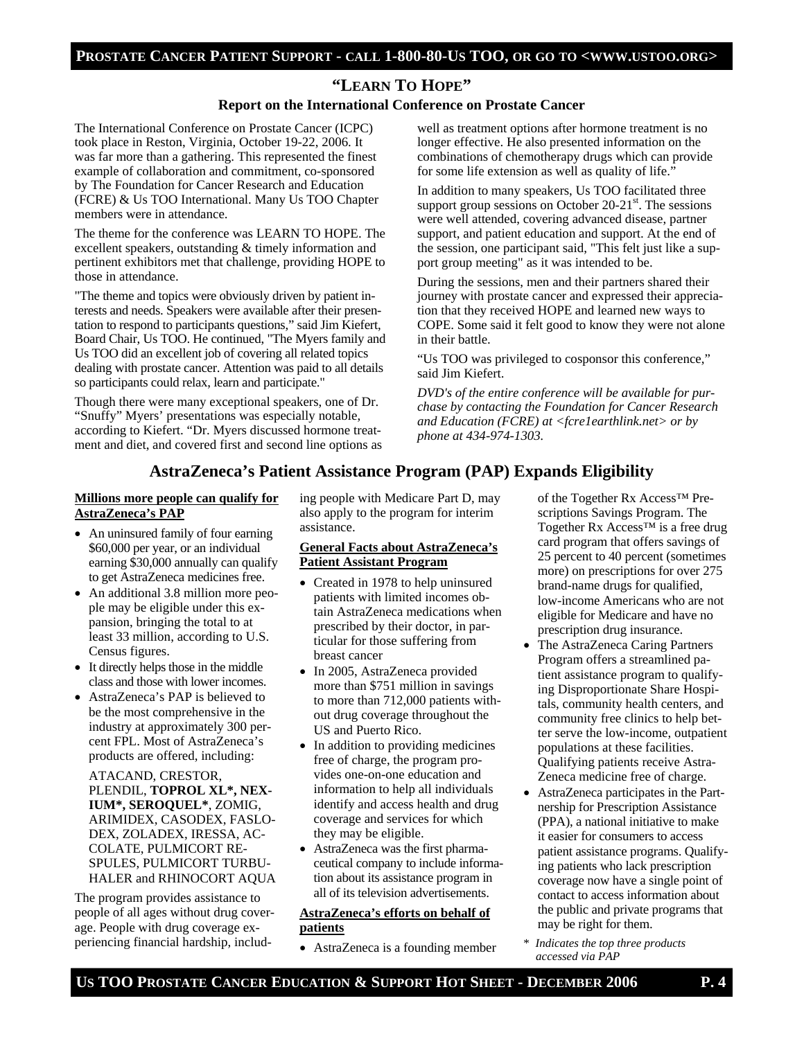## "LEARN TO HOPE"

### Report on the International Conference on Prostate Cancer

The International Conference on Prostate Cancer (ICPC) took place in Reston, Virginia, October 19-22, 2006. It was far more than a gathering. This represented the finest example of collaboration and commitment, co-sponsored by The Foundation for Cancer Research and Education (FCRE) & Us TOO International. Many Us TOO Chapter members were in attendance.

The theme for the conference was LEARN TO HOPE. The excellent speakers, outstanding & timely information and pertinent exhibitors met that challenge, providing HOPE to those in attendance.

"The theme and topics were obviously driven by patient interests and needs. Speakers were available after their presentation to respond to participants questions," said Jim Kiefert, Board Chair, Us TOO. He continued, "The Myers family and Us TOO did an excellent job of covering all related topics dealing with prostate cancer. Attention was paid to all details so participants could relax, learn and participate."

Though there were many exceptional speakers, one of Dr. "Snuffy" Myers' presentations was especially notable, according to Kiefert. "Dr. Myers discussed hormone treatment and diet, and covered first and second line options as well as treatment options after hormone treatment is no longer effective. He also presented information on the combinations of chemotherapy drugs which can provide for some life extension as well as quality of life."

In addition to many speakers, Us TOO facilitated three support group sessions on October 20-21st. The sessions were well attended, covering advanced disease, partner support, and patient education and support. At the end of the session, one participant said, "This felt just like a support group meeting" as it was intended to be.

During the sessions, men and their partners shared their journey with prostate cancer and expressed their appreciation that they received HOPE and learned new ways to COPE. Some said it felt good to know they were not alone in their battle.

"Us TOO was privileged to cosponsor this conference," said Jim Kiefert.

*DVD's of the entire conference will be available for purchase by contacting the Foundation for Cancer Research and Education (FCRE) at <fcre1earthlink.net> or by phone at 434-974-1303.*

## AstraZeneca's Patient Assistance Program (PAP) Expands Eligibility

**Millions more people can qualify for AstraZeneca's PAP**

- An uninsured family of four earning $60,000 per year, or an individual earning $30,000 annually can qualify to get AstraZeneca medicines free.
- An additional 3.8 million more people may be eligible under this expansion, bringing the total to at least 33 million, according to U.S. Census figures.
- It directly helps those in the middle class and those with lower incomes.
- AstraZeneca's PAP is believed to be the most comprehensive in the industry at approximately 300 percent FPL. Most of AstraZeneca's products are offered, including:

  ATACAND, CRESTOR, PLENDIL, **TOPROL XL\*, NEXIUM\*, SEROQUEL\***, ZOMIG, ARIMIDEX, CASODEX, FASLODEX, ZOLADEX, IRESSA, ACCOLATE, PULMICORT RESPULES, PULMICORT TURBUHALER and RHINOCORT AQUA

The program provides assistance to people of all ages without drug coverage. People with drug coverage experiencing financial hardship, including people with Medicare Part D, may also apply to the program for interim assistance.

**General Facts about AstraZeneca's Patient Assistant Program**

- Created in 1978 to help uninsured patients with limited incomes obtain AstraZeneca medications when prescribed by their doctor, in particular for those suffering from breast cancer
- In 2005, AstraZeneca provided more than $751 million in savings to more than 712,000 patients without drug coverage throughout the US and Puerto Rico.
- In addition to providing medicines free of charge, the program provides one-on-one education and information to help all individuals identify and access health and drug coverage and services for which they may be eligible.
- AstraZeneca was the first pharmaceutical company to include information about its assistance program in all of its television advertisements.

**AstraZeneca's efforts on behalf of patients**

- AstraZeneca is a founding member of the Together Rx Access™ Prescriptions Savings Program. The Together Rx Access™ is a free drug card program that offers savings of 25 percent to 40 percent (sometimes more) on prescriptions for over 275 brand-name drugs for qualified, low-income Americans who are not eligible for Medicare and have no prescription drug insurance.
- The AstraZeneca Caring Partners Program offers a streamlined patient assistance program to qualifying Disproportionate Share Hospitals, community health centers, and community free clinics to help better serve the low-income, outpatient populations at these facilities. Qualifying patients receive AstraZeneca medicine free of charge.
- AstraZeneca participates in the Partnership for Prescription Assistance (PPA), a national initiative to make it easier for consumers to access patient assistance programs. Qualifying patients who lack prescription coverage now have a single point of contact to access information about the public and private programs that may be right for them.

\* *Indicates the top three products accessed via PAP*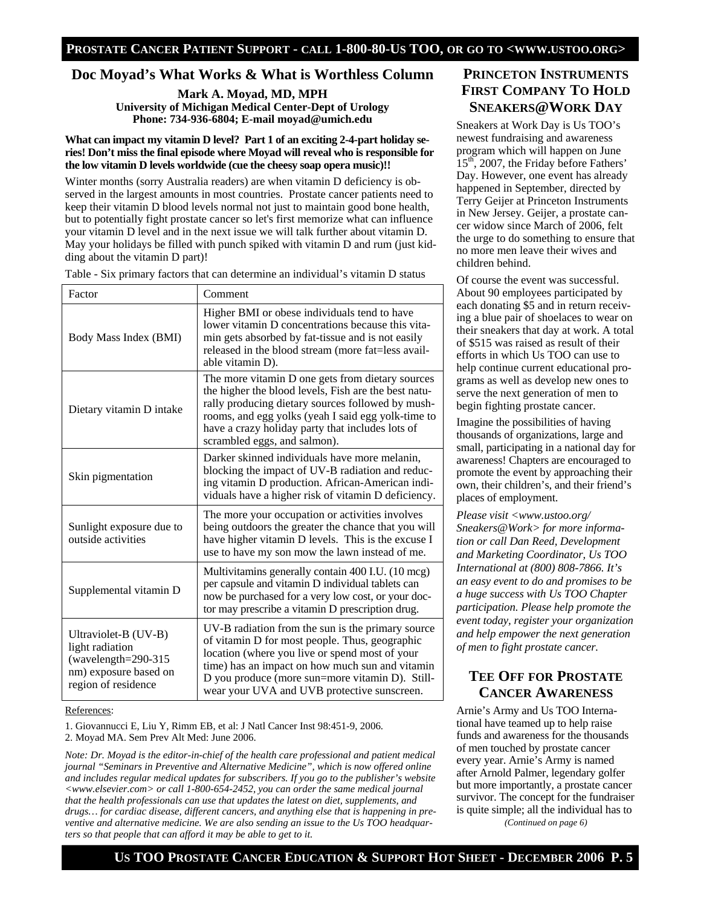## Doc Moyad's What Works & What is Worthless Column

**Mark A. Moyad, MD, MPH**
**University of Michigan Medical Center-Dept of Urology**
**Phone: 734-936-6804; E-mail moyad@umich.edu**

**What can impact my vitamin D level? Part 1 of an exciting 2-4-part holiday series! Don't miss the final episode where Moyad will reveal who is responsible for the low vitamin D levels worldwide (cue the cheesy soap opera music)!!**

Winter months (sorry Australia readers) are when vitamin D deficiency is observed in the largest amounts in most countries. Prostate cancer patients need to keep their vitamin D blood levels normal not just to maintain good bone health, but to potentially fight prostate cancer so let's first memorize what can influence your vitamin D level and in the next issue we will talk further about vitamin D. May your holidays be filled with punch spiked with vitamin D and rum (just kidding about the vitamin D part)!

Table - Six primary factors that can determine an individual's vitamin D status

| Factor | Comment |
|---|---|
| Body Mass Index (BMI) | Higher BMI or obese individuals tend to have lower vitamin D concentrations because this vitamin gets absorbed by fat-tissue and is not easily released in the blood stream (more fat=less available vitamin D). |
| Dietary vitamin D intake | The more vitamin D one gets from dietary sources the higher the blood levels, Fish are the best naturally producing dietary sources followed by mushrooms, and egg yolks (yeah I said egg yolk-time to have a crazy holiday party that includes lots of scrambled eggs, and salmon). |
| Skin pigmentation | Darker skinned individuals have more melanin, blocking the impact of UV-B radiation and reducing vitamin D production. African-American individuals have a higher risk of vitamin D deficiency. |
| Sunlight exposure due to outside activities | The more your occupation or activities involves being outdoors the greater the chance that you will have higher vitamin D levels. This is the excuse I use to have my son mow the lawn instead of me. |
| Supplemental vitamin D | Multivitamins generally contain 400 I.U. (10 mcg) per capsule and vitamin D individual tablets can now be purchased for a very low cost, or your doctor may prescribe a vitamin D prescription drug. |
| Ultraviolet-B (UV-B) light radiation (wavelength=290-315 nm) exposure based on region of residence | UV-B radiation from the sun is the primary source of vitamin D for most people. Thus, geographic location (where you live or spend most of your time) has an impact on how much sun and vitamin D you produce (more sun=more vitamin D). Still-wear your UVA and UVB protective sunscreen. |

References:

1. Giovannucci E, Liu Y, Rimm EB, et al: J Natl Cancer Inst 98:451-9, 2006.
2. Moyad MA. Sem Prev Alt Med: June 2006.

*Note: Dr. Moyad is the editor-in-chief of the health care professional and patient medical journal "Seminars in Preventive and Alternative Medicine", which is now offered online and includes regular medical updates for subscribers. If you go to the publisher's website <www.elsevier.com> or call 1-800-654-2452, you can order the same medical journal that the health professionals can use that updates the latest on diet, supplements, and drugs… for cardiac disease, different cancers, and anything else that is happening in preventive and alternative medicine. We are also sending an issue to the Us TOO headquarters so that people that can afford it may be able to get to it.*

## Princeton Instruments First Company To Hold Sneakers@Work Day

Sneakers at Work Day is Us TOO's newest fundraising and awareness program which will happen on June 15th, 2007, the Friday before Fathers' Day. However, one event has already happened in September, directed by Terry Geijer at Princeton Instruments in New Jersey. Geijer, a prostate cancer widow since March of 2006, felt the urge to do something to ensure that no more men leave their wives and children behind.

Of course the event was successful. About 90 employees participated by each donating $5 and in return receiving a blue pair of shoelaces to wear on their sneakers that day at work. A total of $515 was raised as result of their efforts in which Us TOO can use to help continue current educational programs as well as develop new ones to serve the next generation of men to begin fighting prostate cancer.

Imagine the possibilities of having thousands of organizations, large and small, participating in a national day for awareness! Chapters are encouraged to promote the event by approaching their own, their children's, and their friend's places of employment.

*Please visit <www.ustoo.org/Sneakers@Work> for more information or call Dan Reed, Development and Marketing Coordinator, Us TOO International at (800) 808-7866. It's an easy event to do and promises to be a huge success with Us TOO Chapter participation. Please help promote the event today, register your organization and help empower the next generation of men to fight prostate cancer.*

## Tee Off for Prostate Cancer Awareness

Arnie's Army and Us TOO International have teamed up to help raise funds and awareness for the thousands of men touched by prostate cancer every year. Arnie's Army is named after Arnold Palmer, legendary golfer but more importantly, a prostate cancer survivor. The concept for the fundraiser is quite simple; all the individual has to

*(Continued on page 6)*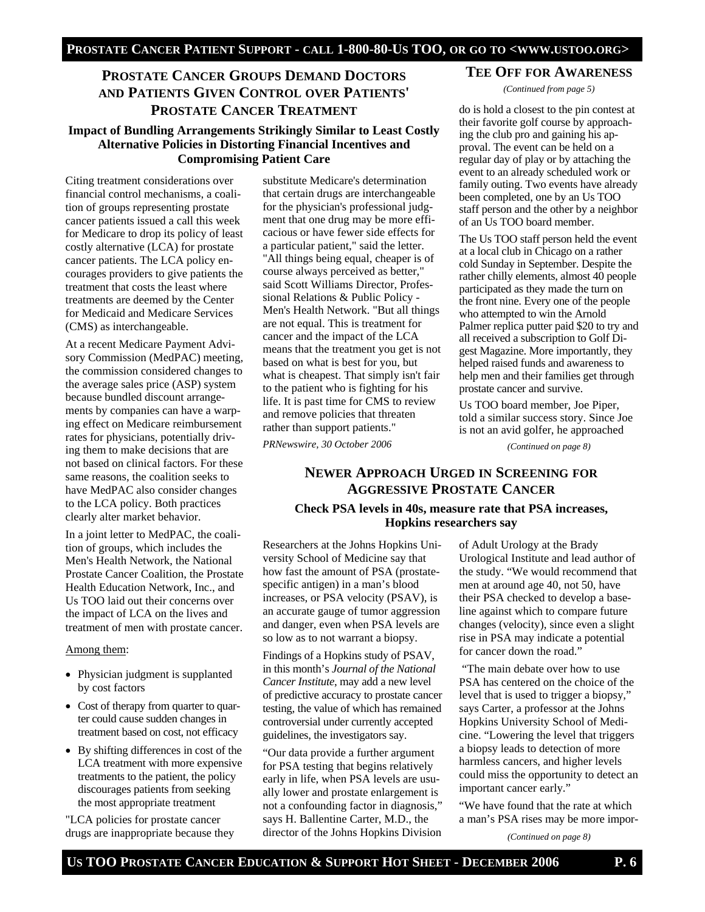## Prostate Cancer Groups Demand Doctors and Patients Given Control over Patients' Prostate Cancer Treatment

### Impact of Bundling Arrangements Strikingly Similar to Least Costly Alternative Policies in Distorting Financial Incentives and Compromising Patient Care

Citing treatment considerations over financial control mechanisms, a coalition of groups representing prostate cancer patients issued a call this week for Medicare to drop its policy of least costly alternative (LCA) for prostate cancer patients. The LCA policy encourages providers to give patients the treatment that costs the least where treatments are deemed by the Center for Medicaid and Medicare Services (CMS) as interchangeable.

At a recent Medicare Payment Advisory Commission (MedPAC) meeting, the commission considered changes to the average sales price (ASP) system because bundled discount arrangements by companies can have a warping effect on Medicare reimbursement rates for physicians, potentially driving them to make decisions that are not based on clinical factors. For these same reasons, the coalition seeks to have MedPAC also consider changes to the LCA policy. Both practices clearly alter market behavior.

In a joint letter to MedPAC, the coalition of groups, which includes the Men's Health Network, the National Prostate Cancer Coalition, the Prostate Health Education Network, Inc., and Us TOO laid out their concerns over the impact of LCA on the lives and treatment of men with prostate cancer.

Among them:

- Physician judgment is supplanted by cost factors
- Cost of therapy from quarter to quarter could cause sudden changes in treatment based on cost, not efficacy
- By shifting differences in cost of the LCA treatment with more expensive treatments to the patient, the policy discourages patients from seeking the most appropriate treatment

"LCA policies for prostate cancer drugs are inappropriate because they substitute Medicare's determination that certain drugs are interchangeable for the physician's professional judgment that one drug may be more efficacious or have fewer side effects for a particular patient," said the letter. "All things being equal, cheaper is of course always perceived as better," said Scott Williams Director, Professional Relations & Public Policy - Men's Health Network. "But all things are not equal. This is treatment for cancer and the impact of the LCA means that the treatment you get is not based on what is best for you, but what is cheapest. That simply isn't fair to the patient who is fighting for his life. It is past time for CMS to review and remove policies that threaten rather than support patients."

*PRNewswire, 30 October 2006*

## Tee Off for Awareness

*(Continued from page 5)*

do is hold a closest to the pin contest at their favorite golf course by approaching the club pro and gaining his approval. The event can be held on a regular day of play or by attaching the event to an already scheduled work or family outing. Two events have already been completed, one by an Us TOO staff person and the other by a neighbor of an Us TOO board member.

The Us TOO staff person held the event at a local club in Chicago on a rather cold Sunday in September. Despite the rather chilly elements, almost 40 people participated as they made the turn on the front nine. Every one of the people who attempted to win the Arnold Palmer replica putter paid $20 to try and all received a subscription to Golf Digest Magazine. More importantly, they helped raised funds and awareness to help men and their families get through prostate cancer and survive.

Us TOO board member, Joe Piper, told a similar success story. Since Joe is not an avid golfer, he approached

*(Continued on page 8)*

## Newer Approach Urged in Screening for Aggressive Prostate Cancer

### Check PSA levels in 40s, measure rate that PSA increases, Hopkins researchers say

Researchers at the Johns Hopkins University School of Medicine say that how fast the amount of PSA (prostate-specific antigen) in a man's blood increases, or PSA velocity (PSAV), is an accurate gauge of tumor aggression and danger, even when PSA levels are so low as to not warrant a biopsy.

Findings of a Hopkins study of PSAV, in this month's *Journal of the National Cancer Institute*, may add a new level of predictive accuracy to prostate cancer testing, the value of which has remained controversial under currently accepted guidelines, the investigators say.

"Our data provide a further argument for PSA testing that begins relatively early in life, when PSA levels are usually lower and prostate enlargement is not a confounding factor in diagnosis," says H. Ballentine Carter, M.D., the director of the Johns Hopkins Division of Adult Urology at the Brady Urological Institute and lead author of the study. "We would recommend that men at around age 40, not 50, have their PSA checked to develop a baseline against which to compare future changes (velocity), since even a slight rise in PSA may indicate a potential for cancer down the road."

"The main debate over how to use PSA has centered on the choice of the level that is used to trigger a biopsy," says Carter, a professor at the Johns Hopkins University School of Medicine. "Lowering the level that triggers a biopsy leads to detection of more harmless cancers, and higher levels could miss the opportunity to detect an important cancer early."

"We have found that the rate at which a man's PSA rises may be more impor-

*(Continued on page 8)*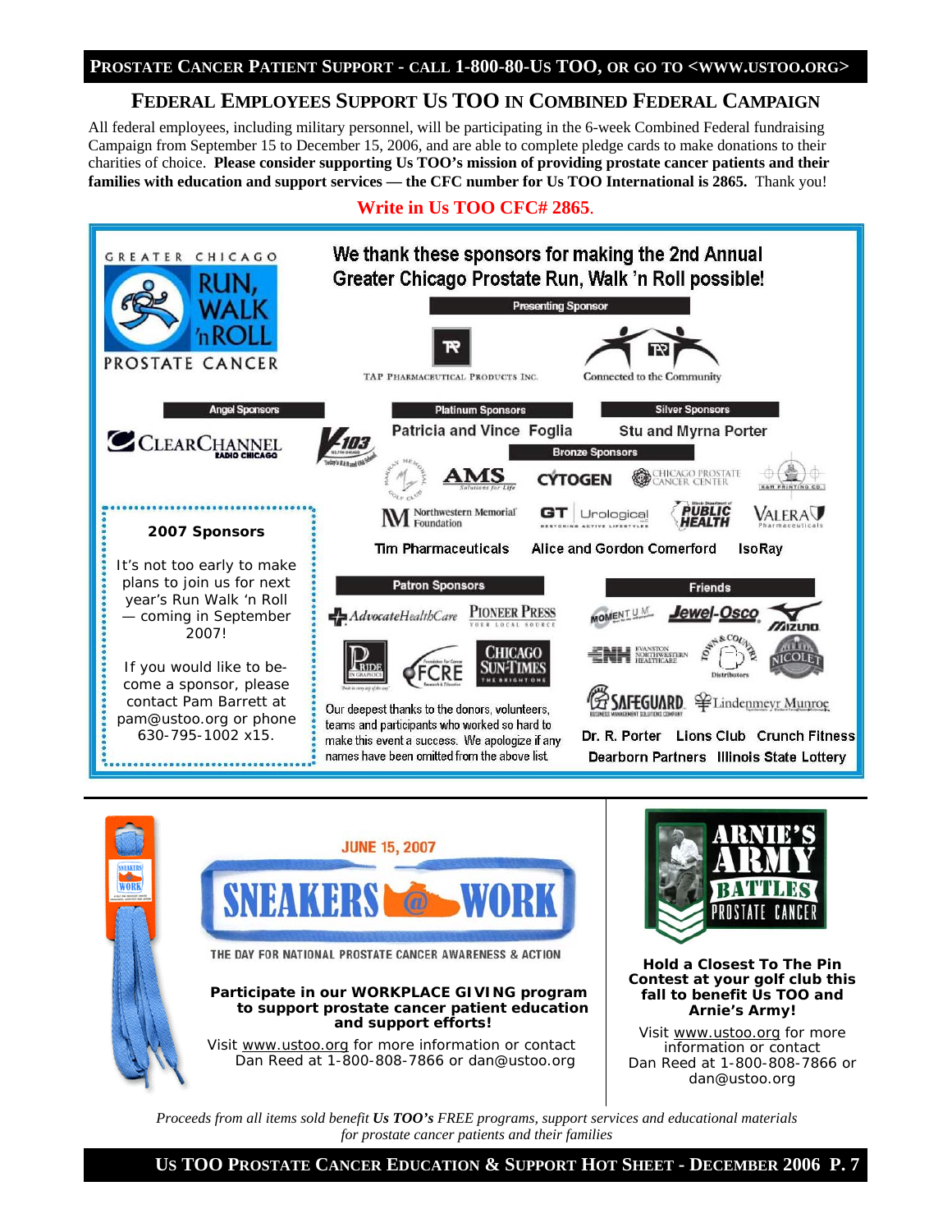## FEDERAL EMPLOYEES SUPPORT US TOO IN COMBINED FEDERAL CAMPAIGN

All federal employees, including military personnel, will be participating in the 6-week Combined Federal fundraising Campaign from September 15 to December 15, 2006, and are able to complete pledge cards to make donations to their charities of choice. **Please consider supporting Us TOO's mission of providing prostate cancer patients and their families with education and support services — the CFC number for Us TOO International is 2865.** Thank you!

**Write in Us TOO CFC# 2865.**

GREATER CHICAGO RUN, WALK 'n ROLL PROSTATE CANCER

### We thank these sponsors for making the 2nd Annual Greater Chicago Prostate Run, Walk 'n Roll possible!

**Presenting Sponsor**

TAP PHARMACEUTICAL PRODUCTS INC. — Connected to the Community

**Angel Sponsors**

CLEARCHANNEL RADIO CHICAGO

**Platinum Sponsors**

Patricia and Vince Foglia

**Silver Sponsors**

Stu and Myrna Porter

**Bronze Sponsors**

V103; Murray Memorial Golf Club; AMS Solutions for Life; CYTOGEN; Chicago Prostate Cancer Center; K&M Printing Co.; Northwestern Memorial Foundation; GT Urological; Illinois Department of Public Health; Valera Pharmaceuticals

Tim Pharmaceuticals   Alice and Gordon Comerford   IsoRay

**Patron Sponsors**

AdvocateHealthCare; Pioneer Press; Pride in Graphics; FCRE; Chicago Sun-Times

**Friends**

Momentum; Jewel-Osco; Mizuno; Evanston Northwestern Healthcare; Town & Country Distributors; Nicolet; Safeguard; Lindenmeyr Munroe

Dr. R. Porter   Lions Club   Crunch Fitness   Dearborn Partners   Illinois State Lottery

Our deepest thanks to the donors, volunteers, teams and participants who worked so hard to make this event a success. We apologize if any names have been omitted from the above list.

**2007 Sponsors**

It's not too early to make plans to join us for next year's Run Walk 'n Roll — coming in September 2007!

If you would like to become a sponsor, please contact Pam Barrett at pam@ustoo.org or phone 630-795-1002 x15.

---

JUNE 15, 2007

## SNEAKERS @ WORK

THE DAY FOR NATIONAL PROSTATE CANCER AWARENESS & ACTION

**Participate in our WORKPLACE GIVING program to support prostate cancer patient education and support efforts!**

Visit www.ustoo.org for more information or contact Dan Reed at 1-800-808-7866 or dan@ustoo.org

## ARNIE'S ARMY BATTLES PROSTATE CANCER

**Hold a Closest To The Pin Contest at your golf club this fall to benefit Us TOO and Arnie's Army!**

Visit www.ustoo.org for more information or contact Dan Reed at 1-800-808-7866 or dan@ustoo.org

*Proceeds from all items sold benefit **Us TOO's** FREE programs, support services and educational materials for prostate cancer patients and their families*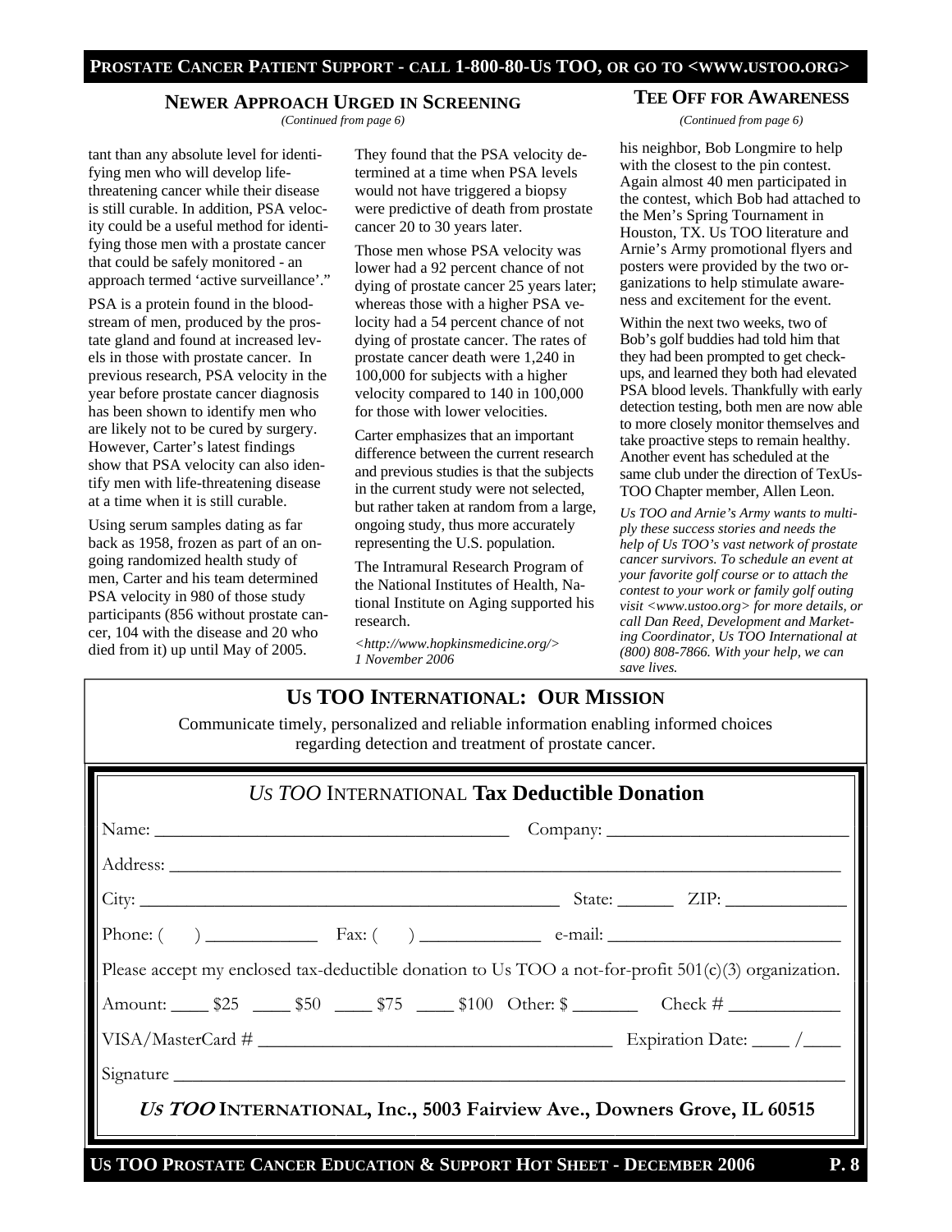## NEWER APPROACH URGED IN SCREENING

*(Continued from page 6)*

tant than any absolute level for identifying men who will develop life-threatening cancer while their disease is still curable. In addition, PSA velocity could be a useful method for identifying those men with a prostate cancer that could be safely monitored - an approach termed 'active surveillance'."

PSA is a protein found in the bloodstream of men, produced by the prostate gland and found at increased levels in those with prostate cancer. In previous research, PSA velocity in the year before prostate cancer diagnosis has been shown to identify men who are likely not to be cured by surgery. However, Carter's latest findings show that PSA velocity can also identify men with life-threatening disease at a time when it is still curable.

Using serum samples dating as far back as 1958, frozen as part of an ongoing randomized health study of men, Carter and his team determined PSA velocity in 980 of those study participants (856 without prostate cancer, 104 with the disease and 20 who died from it) up until May of 2005.

They found that the PSA velocity determined at a time when PSA levels would not have triggered a biopsy were predictive of death from prostate cancer 20 to 30 years later.

Those men whose PSA velocity was lower had a 92 percent chance of not dying of prostate cancer 25 years later; whereas those with a higher PSA velocity had a 54 percent chance of not dying of prostate cancer. The rates of prostate cancer death were 1,240 in 100,000 for subjects with a higher velocity compared to 140 in 100,000 for those with lower velocities.

Carter emphasizes that an important difference between the current research and previous studies is that the subjects in the current study were not selected, but rather taken at random from a large, ongoing study, thus more accurately representing the U.S. population.

The Intramural Research Program of the National Institutes of Health, National Institute on Aging supported his research.

*<http://www.hopkinsmedicine.org/> 1 November 2006*

## TEE OFF FOR AWARENESS

*(Continued from page 6)*

his neighbor, Bob Longmire to help with the closest to the pin contest. Again almost 40 men participated in the contest, which Bob had attached to the Men's Spring Tournament in Houston, TX. Us TOO literature and Arnie's Army promotional flyers and posters were provided by the two organizations to help stimulate awareness and excitement for the event.

Within the next two weeks, two of Bob's golf buddies had told him that they had been prompted to get check-ups, and learned they both had elevated PSA blood levels. Thankfully with early detection testing, both men are now able to more closely monitor themselves and take proactive steps to remain healthy. Another event has scheduled at the same club under the direction of TexUs-TOO Chapter member, Allen Leon.

*Us TOO and Arnie's Army wants to multiply these success stories and needs the help of Us TOO's vast network of prostate cancer survivors. To schedule an event at your favorite golf course or to attach the contest to your work or family golf outing visit <www.ustoo.org> for more details, or call Dan Reed, Development and Marketing Coordinator, Us TOO International at (800) 808-7866. With your help, we can save lives.*

## US TOO INTERNATIONAL: OUR MISSION

Communicate timely, personalized and reliable information enabling informed choices regarding detection and treatment of prostate cancer.

### *US TOO* INTERNATIONAL **Tax Deductible Donation**

Name: ______________________ Company: ______________________

Address: ______________________________________________

City: ______________________ State: ______ ZIP: ____________

Phone: ( ) ____________ Fax: ( ) ____________ e-mail: ______________________

Please accept my enclosed tax-deductible donation to Us TOO a not-for-profit 501(c)(3) organization.

Amount: ____ $25 ____ $50 ____ $75 ____ $100 Other: $ _______ Check # ____________

VISA/MasterCard # ______________________ Expiration Date: ____ /____

Signature ______________________________________________

***US TOO* INTERNATIONAL, Inc., 5003 Fairview Ave., Downers Grove, IL 60515**